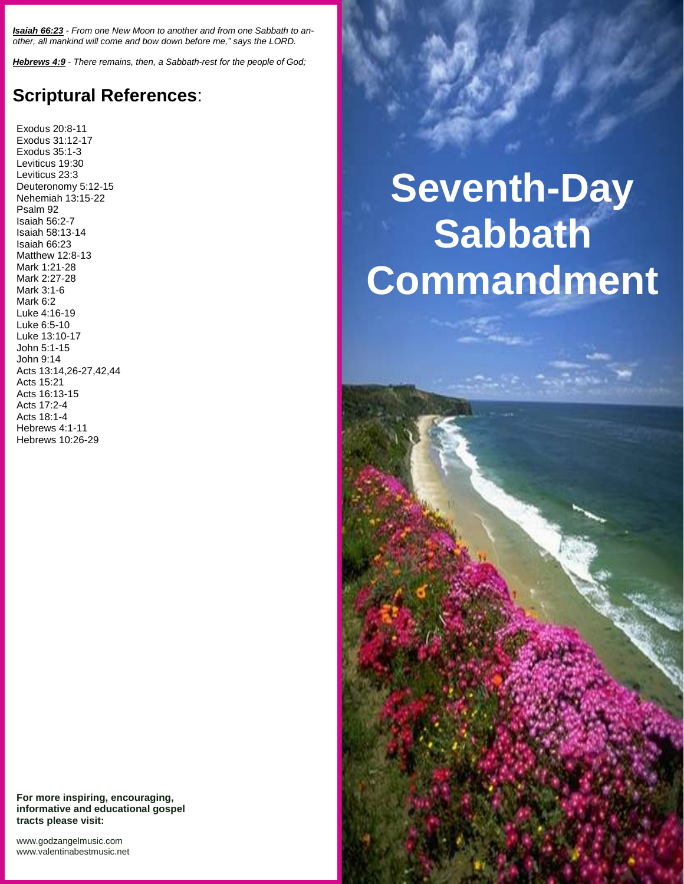***Isaiah 66:23*** *- From one New Moon to another and from one Sabbath to another, all mankind will come and bow down before me," says the LORD.*

***Hebrews 4:9*** *- There remains, then, a Sabbath-rest for the people of God;*

## Scriptural References:

Exodus 20:8-11
Exodus 31:12-17
Exodus 35:1-3
Leviticus 19:30
Leviticus 23:3
Deuteronomy 5:12-15
Nehemiah 13:15-22
Psalm 92
Isaiah 56:2-7
Isaiah 58:13-14
Isaiah 66:23
Matthew 12:8-13
Mark 1:21-28
Mark 2:27-28
Mark 3:1-6
Mark 6:2
Luke 4:16-19
Luke 6:5-10
Luke 13:10-17
John 5:1-15
John 9:14
Acts 13:14,26-27,42,44
Acts 15:21
Acts 16:13-15
Acts 17:2-4
Acts 18:1-4
Hebrews 4:1-11
Hebrews 10:26-29

**For more inspiring, encouraging, informative and educational gospel tracts please visit:**

www.godzangelmusic.com
www.valentinabestmusic.net

# Seventh-Day Sabbath Commandment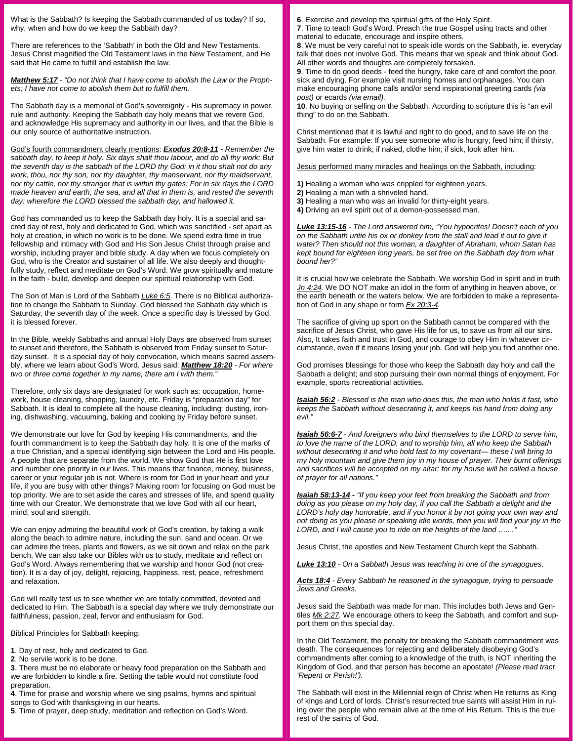What is the Sabbath? Is keeping the Sabbath commanded of us today? If so, why, when and how do we keep the Sabbath day?

There are references to the 'Sabbath' in both the Old and New Testaments. Jesus Christ magnified the Old Testament laws in the New Testament, and He said that He came to fulfill and establish the law.

***Matthew 5:17*** - *"Do not think that I have come to abolish the Law or the Prophets; I have not come to abolish them but to fulfill them.*

The Sabbath day is a memorial of God's sovereignty - His supremacy in power, rule and authority. Keeping the Sabbath day holy means that we revere God, and acknowledge His supremacy and authority in our lives, and that the Bible is our only source of authoritative instruction.

God's fourth commandment clearly mentions: ***Exodus 20:8-11*** *- Remember the sabbath day, to keep it holy. Six days shalt thou labour, and do all thy work: But the seventh day is the sabbath of the LORD thy God: in it thou shalt not do any work, thou, nor thy son, nor thy daughter, thy manservant, nor thy maidservant, nor thy cattle, nor thy stranger that is within thy gates: For in six days the LORD made heaven and earth, the sea, and all that in them is, and rested the seventh day: wherefore the LORD blessed the sabbath day, and hallowed it.*

God has commanded us to keep the Sabbath day holy. It is a special and sacred day of rest, holy and dedicated to God, which was sanctified - set apart as holy at creation, in which no work is to be done. We spend extra time in true fellowship and intimacy with God and His Son Jesus Christ through praise and worship, including prayer and bible study. A day when we focus completely on God, who is the Creator and sustainer of all life. We also deeply and thoughtfully study, reflect and meditate on God's Word. We grow spiritually and mature in the faith - build, develop and deepen our spiritual relationship with God.

The Son of Man is Lord of the Sabbath *Luke 6:5*. There is no Biblical authorization to change the Sabbath to Sunday. God blessed the Sabbath day which is Saturday, the seventh day of the week. Once a specific day is blessed by God, it is blessed forever.

In the Bible, weekly Sabbaths and annual Holy Days are observed from sunset to sunset and therefore, the Sabbath is observed from Friday sunset to Saturday sunset. It is a special day of holy convocation, which means sacred assembly, where we learn about God's Word. Jesus said: ***Matthew 18:20*** *- For where two or three come together in my name, there am I with them."*

Therefore, only six days are designated for work such as: occupation, homework, house cleaning, shopping, laundry, etc. Friday is "preparation day" for Sabbath. It is ideal to complete all the house cleaning, including: dusting, ironing, dishwashing, vacuuming, baking and cooking by Friday before sunset.

We demonstrate our love for God by keeping His commandments, and the fourth commandment is to keep the Sabbath day holy. It is one of the marks of a true Christian, and a special identifying sign between the Lord and His people. A people that are separate from the world. We show God that He is first love and number one priority in our lives. This means that finance, money, business, career or your regular job is not. Where is room for God in your heart and your life, if you are busy with other things? Making room for focusing on God must be top priority. We are to set aside the cares and stresses of life, and spend quality time with our Creator. We demonstrate that we love God with all our heart, mind, soul and strength.

We can enjoy admiring the beautiful work of God's creation, by taking a walk along the beach to admire nature, including the sun, sand and ocean. Or we can admire the trees, plants and flowers, as we sit down and relax on the park bench. We can also take our Bibles with us to study, meditate and reflect on God's Word. Always remembering that we worship and honor God (not creation). It is a day of joy, delight, rejoicing, happiness, rest, peace, refreshment and relaxation.

God will really test us to see whether we are totally committed, devoted and dedicated to Him. The Sabbath is a special day where we truly demonstrate our faithfulness, passion, zeal, fervor and enthusiasm for God.

Biblical Principles for Sabbath keeping:

**1**. Day of rest, holy and dedicated to God.
**2**. No servile work is to be done.
**3**. There must be no elaborate or heavy food preparation on the Sabbath and we are forbidden to kindle a fire. Setting the table would not constitute food preparation.
**4**. Time for praise and worship where we sing psalms, hymns and spiritual songs to God with thanksgiving in our hearts.
**5**. Time of prayer, deep study, meditation and reflection on God's Word.
**6**. Exercise and develop the spiritual gifts of the Holy Spirit.
**7**. Time to teach God's Word. Preach the true Gospel using tracts and other material to educate, encourage and inspire others.
**8**. We must be very careful not to speak idle words on the Sabbath, ie. everyday talk that does not involve God. This means that we speak and think about God. All other words and thoughts are completely forsaken.
**9**. Time to do good deeds - feed the hungry, take care of and comfort the poor, sick and dying. For example visit nursing homes and orphanages. You can make encouraging phone calls and/or send inspirational greeting cards *(via post)* or ecards *(via email).*
**10**. No buying or selling on the Sabbath. According to scripture this is "an evil thing" to do on the Sabbath.

Christ mentioned that it is lawful and right to do good, and to save life on the Sabbath. For example: If you see someone who is hungry, feed him; if thirsty, give him water to drink; if naked, clothe him; if sick, look after him.

Jesus performed many miracles and healings on the Sabbath, including:

**1)** Healing a woman who was crippled for eighteen years.
**2)** Healing a man with a shriveled hand.
**3)** Healing a man who was an invalid for thirty-eight years.
**4)** Driving an evil spirit out of a demon-possessed man.

***Luke 13:15-16*** - *The Lord answered him, "You hypocrites! Doesn't each of you on the Sabbath untie his ox or donkey from the stall and lead it out to give it water? Then should not this woman, a daughter of Abraham, whom Satan has kept bound for eighteen long years, be set free on the Sabbath day from what bound her?"*

It is crucial how we celebrate the Sabbath. We worship God in spirit and in truth *Jn 4:24.* We DO NOT make an idol in the form of anything in heaven above, or the earth beneath or the waters below. We are forbidden to make a representation of God in any shape or form *Ex 20:3-4.*

The sacrifice of giving up sport on the Sabbath cannot be compared with the sacrifice of Jesus Christ, who gave His life for us, to save us from all our sins. Also, It takes faith and trust in God, and courage to obey Him in whatever circumstance, even if it means losing your job. God will help you find another one.

God promises blessings for those who keep the Sabbath day holy and call the Sabbath a delight; and stop pursuing their own normal things of enjoyment. For example, sports recreational activities.

***Isaiah 56:2*** *- Blessed is the man who does this, the man who holds it fast, who keeps the Sabbath without desecrating it, and keeps his hand from doing any evil."*

***Isaiah 56:6-7*** *- And foreigners who bind themselves to the LORD to serve him, to love the name of the LORD, and to worship him, all who keep the Sabbath without desecrating it and who hold fast to my covenant— these I will bring to my holy mountain and give them joy in my house of prayer. Their burnt offerings and sacrifices will be accepted on my altar; for my house will be called a house of prayer for all nations."*

***Isaiah 58:13-14*** *- "If you keep your feet from breaking the Sabbath and from doing as you please on my holy day, if you call the Sabbath a delight and the LORD's holy day honorable, and if you honor it by not going your own way and not doing as you please or speaking idle words, then you will find your joy in the LORD, and I will cause you to ride on the heights of the land ….. ."*

Jesus Christ, the apostles and New Testament Church kept the Sabbath.

***Luke 13:10*** *- On a Sabbath Jesus was teaching in one of the synagogues,*

***Acts 18:4*** *- Every Sabbath he reasoned in the synagogue, trying to persuade Jews and Greeks.*

Jesus said the Sabbath was made for man. This includes both Jews and Gentiles *Mk 2:27.* We encourage others to keep the Sabbath, and comfort and support them on this special day.

In the Old Testament, the penalty for breaking the Sabbath commandment was death. The consequences for rejecting and deliberately disobeying God's commandments after coming to a knowledge of the truth, is NOT inheriting the Kingdom of God, and that person has become an apostate! *(Please read tract 'Repent or Perish!').*

The Sabbath will exist in the Millennial reign of Christ when He returns as King of kings and Lord of lords. Christ's resurrected true saints will assist Him in ruling over the people who remain alive at the time of His Return. This is the true rest of the saints of God.